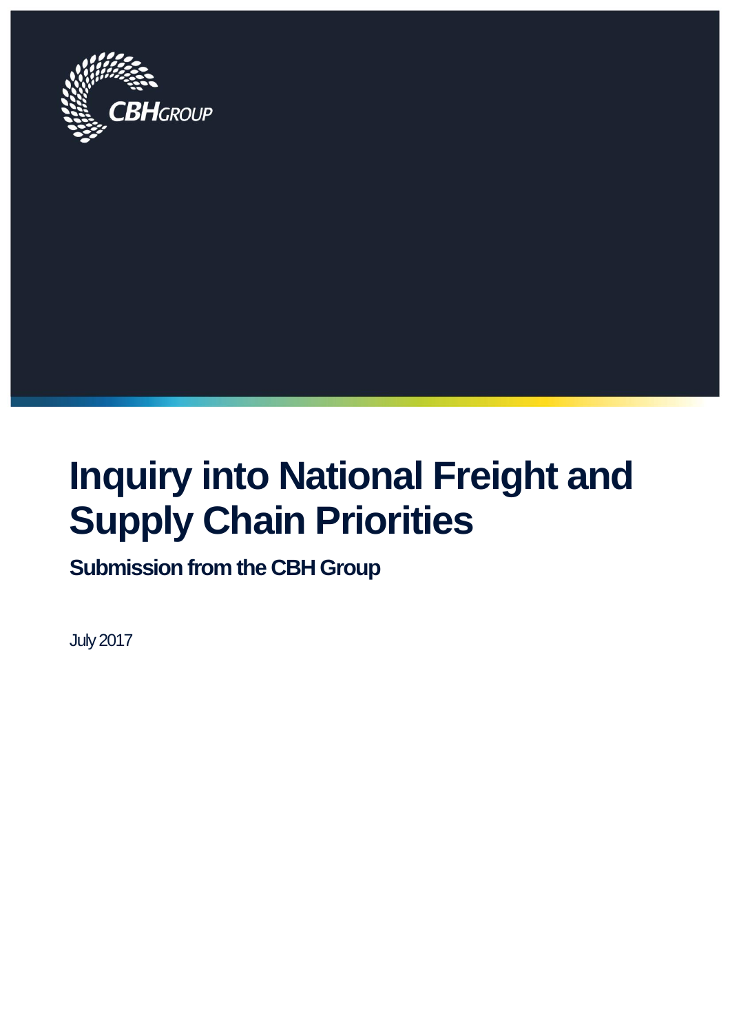CBH GROUP

# Inquiry into National Freight and Supply Chain Priorities

## Submission from the CBH Group

July 2017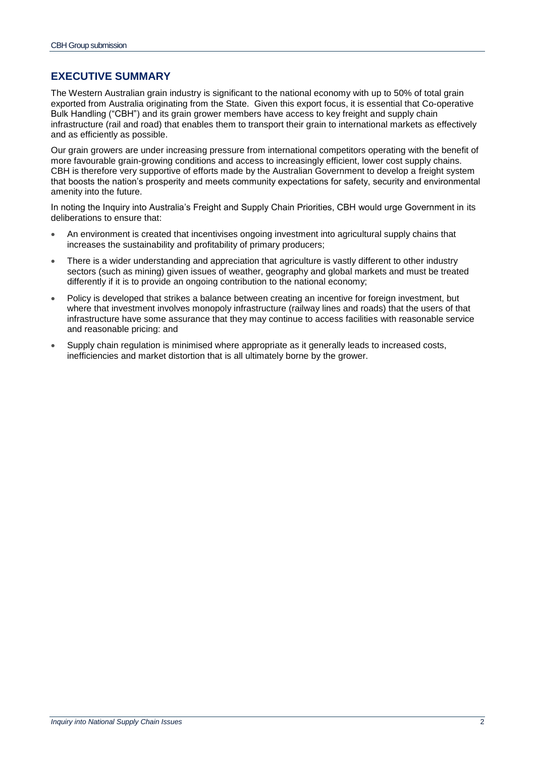## EXECUTIVE SUMMARY

The Western Australian grain industry is significant to the national economy with up to 50% of total grain exported from Australia originating from the State. Given this export focus, it is essential that Co-operative Bulk Handling ("CBH") and its grain grower members have access to key freight and supply chain infrastructure (rail and road) that enables them to transport their grain to international markets as effectively and as efficiently as possible.

Our grain growers are under increasing pressure from international competitors operating with the benefit of more favourable grain-growing conditions and access to increasingly efficient, lower cost supply chains. CBH is therefore very supportive of efforts made by the Australian Government to develop a freight system that boosts the nation's prosperity and meets community expectations for safety, security and environmental amenity into the future.

In noting the Inquiry into Australia's Freight and Supply Chain Priorities, CBH would urge Government in its deliberations to ensure that:

- An environment is created that incentivises ongoing investment into agricultural supply chains that increases the sustainability and profitability of primary producers;
- There is a wider understanding and appreciation that agriculture is vastly different to other industry sectors (such as mining) given issues of weather, geography and global markets and must be treated differently if it is to provide an ongoing contribution to the national economy;
- Policy is developed that strikes a balance between creating an incentive for foreign investment, but where that investment involves monopoly infrastructure (railway lines and roads) that the users of that infrastructure have some assurance that they may continue to access facilities with reasonable service and reasonable pricing: and
- Supply chain regulation is minimised where appropriate as it generally leads to increased costs, inefficiencies and market distortion that is all ultimately borne by the grower.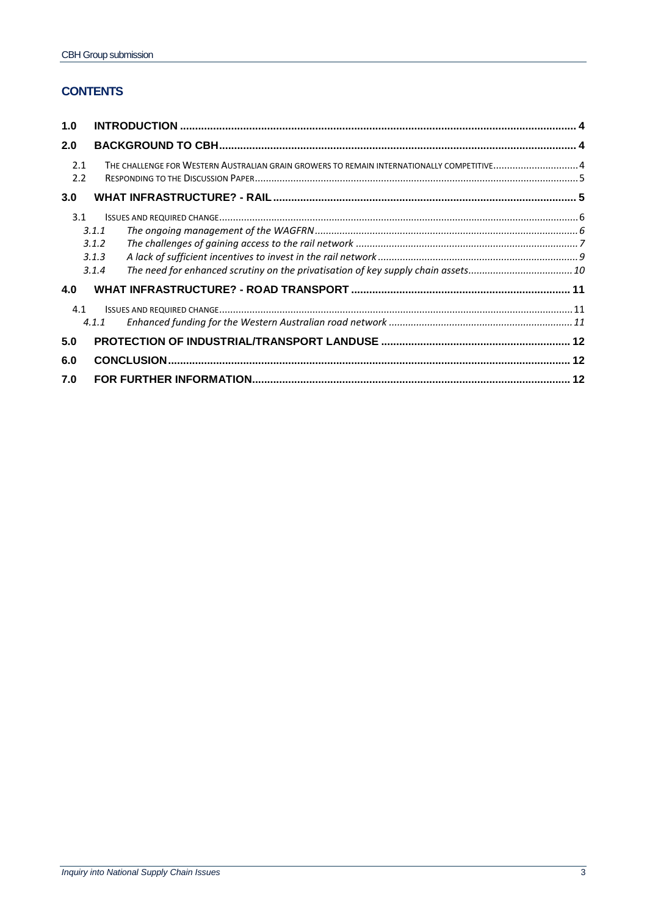## CONTENTS

| | | |
|---|---|---|
| **1.0** | **INTRODUCTION** | **4** |
| **2.0** | **BACKGROUND TO CBH** | **4** |
| 2.1 | THE CHALLENGE FOR WESTERN AUSTRALIAN GRAIN GROWERS TO REMAIN INTERNATIONALLY COMPETITIVE | 4 |
| 2.2 | RESPONDING TO THE DISCUSSION PAPER | 5 |
| **3.0** | **WHAT INFRASTRUCTURE? - RAIL** | **5** |
| 3.1 | ISSUES AND REQUIRED CHANGE | 6 |
| *3.1.1* | *The ongoing management of the WAGFRN* | *6* |
| *3.1.2* | *The challenges of gaining access to the rail network* | *7* |
| *3.1.3* | *A lack of sufficient incentives to invest in the rail network* | *9* |
| *3.1.4* | *The need for enhanced scrutiny on the privatisation of key supply chain assets* | *10* |
| **4.0** | **WHAT INFRASTRUCTURE? - ROAD TRANSPORT** | **11** |
| 4.1 | ISSUES AND REQUIRED CHANGE | 11 |
| *4.1.1* | *Enhanced funding for the Western Australian road network* | *11* |
| **5.0** | **PROTECTION OF INDUSTRIAL/TRANSPORT LANDUSE** | **12** |
| **6.0** | **CONCLUSION** | **12** |
| **7.0** | **FOR FURTHER INFORMATION** | **12** |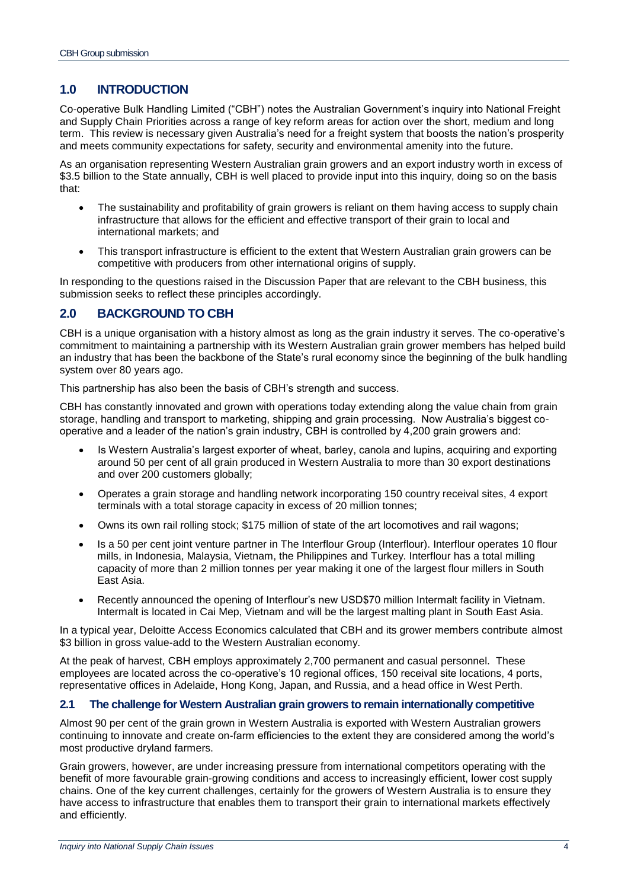## 1.0 INTRODUCTION

Co-operative Bulk Handling Limited ("CBH") notes the Australian Government's inquiry into National Freight and Supply Chain Priorities across a range of key reform areas for action over the short, medium and long term. This review is necessary given Australia's need for a freight system that boosts the nation's prosperity and meets community expectations for safety, security and environmental amenity into the future.

As an organisation representing Western Australian grain growers and an export industry worth in excess of $3.5 billion to the State annually, CBH is well placed to provide input into this inquiry, doing so on the basis that:

- The sustainability and profitability of grain growers is reliant on them having access to supply chain infrastructure that allows for the efficient and effective transport of their grain to local and international markets; and
- This transport infrastructure is efficient to the extent that Western Australian grain growers can be competitive with producers from other international origins of supply.

In responding to the questions raised in the Discussion Paper that are relevant to the CBH business, this submission seeks to reflect these principles accordingly.

## 2.0 BACKGROUND TO CBH

CBH is a unique organisation with a history almost as long as the grain industry it serves. The co-operative's commitment to maintaining a partnership with its Western Australian grain grower members has helped build an industry that has been the backbone of the State's rural economy since the beginning of the bulk handling system over 80 years ago.

This partnership has also been the basis of CBH's strength and success.

CBH has constantly innovated and grown with operations today extending along the value chain from grain storage, handling and transport to marketing, shipping and grain processing. Now Australia's biggest co-operative and a leader of the nation's grain industry, CBH is controlled by 4,200 grain growers and:

- Is Western Australia's largest exporter of wheat, barley, canola and lupins, acquiring and exporting around 50 per cent of all grain produced in Western Australia to more than 30 export destinations and over 200 customers globally;
- Operates a grain storage and handling network incorporating 150 country receival sites, 4 export terminals with a total storage capacity in excess of 20 million tonnes;
- Owns its own rail rolling stock; $175 million of state of the art locomotives and rail wagons;
- Is a 50 per cent joint venture partner in The Interflour Group (Interflour). Interflour operates 10 flour mills, in Indonesia, Malaysia, Vietnam, the Philippines and Turkey. Interflour has a total milling capacity of more than 2 million tonnes per year making it one of the largest flour millers in South East Asia.
- Recently announced the opening of Interflour's new USD$70 million Intermalt facility in Vietnam. Intermalt is located in Cai Mep, Vietnam and will be the largest malting plant in South East Asia.

In a typical year, Deloitte Access Economics calculated that CBH and its grower members contribute almost $3 billion in gross value-add to the Western Australian economy.

At the peak of harvest, CBH employs approximately 2,700 permanent and casual personnel. These employees are located across the co-operative's 10 regional offices, 150 receival site locations, 4 ports, representative offices in Adelaide, Hong Kong, Japan, and Russia, and a head office in West Perth.

### 2.1 The challenge for Western Australian grain growers to remain internationally competitive

Almost 90 per cent of the grain grown in Western Australia is exported with Western Australian growers continuing to innovate and create on-farm efficiencies to the extent they are considered among the world's most productive dryland farmers.

Grain growers, however, are under increasing pressure from international competitors operating with the benefit of more favourable grain-growing conditions and access to increasingly efficient, lower cost supply chains. One of the key current challenges, certainly for the growers of Western Australia is to ensure they have access to infrastructure that enables them to transport their grain to international markets effectively and efficiently.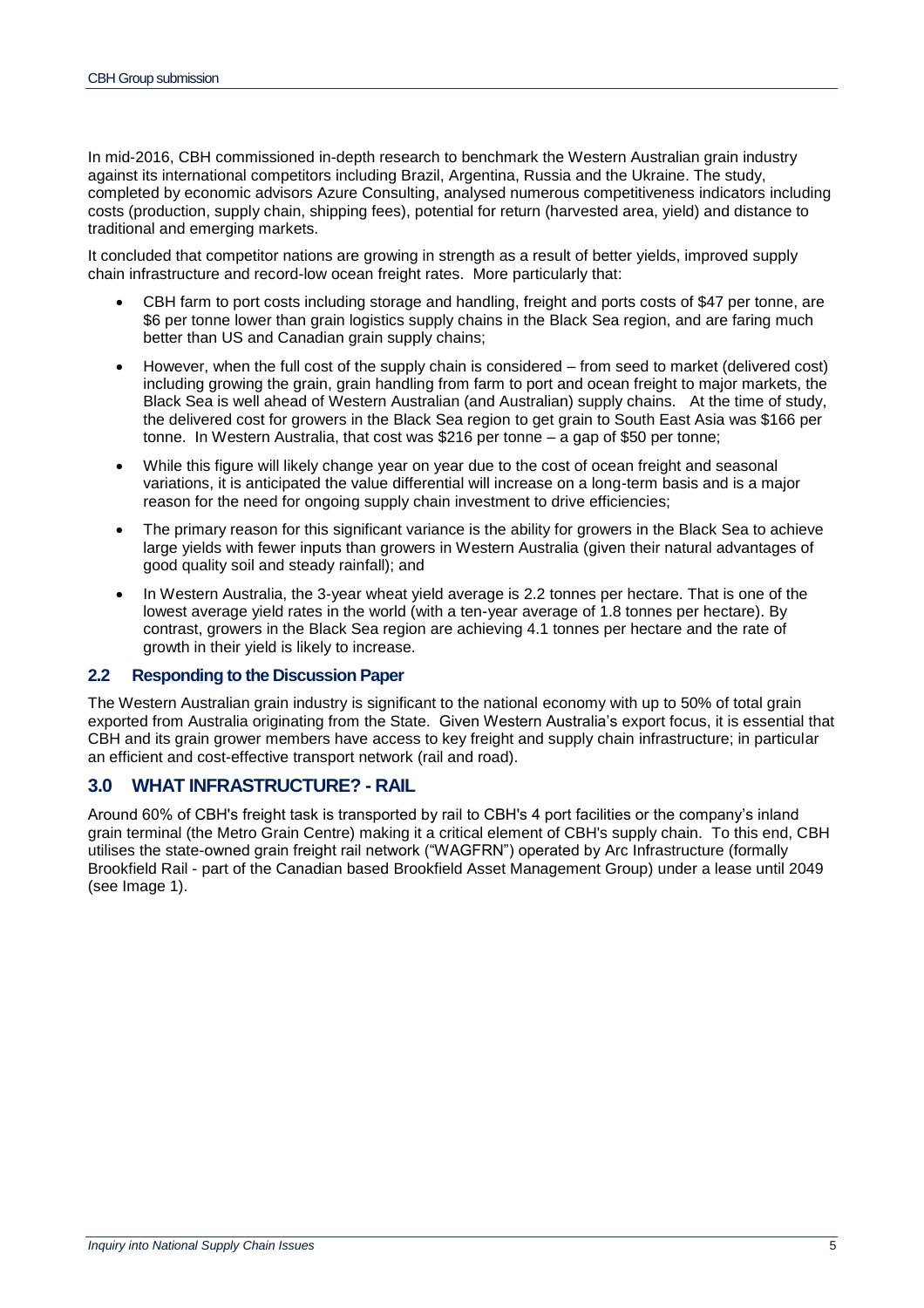In mid-2016, CBH commissioned in-depth research to benchmark the Western Australian grain industry against its international competitors including Brazil, Argentina, Russia and the Ukraine. The study, completed by economic advisors Azure Consulting, analysed numerous competitiveness indicators including costs (production, supply chain, shipping fees), potential for return (harvested area, yield) and distance to traditional and emerging markets.

It concluded that competitor nations are growing in strength as a result of better yields, improved supply chain infrastructure and record-low ocean freight rates. More particularly that:

- CBH farm to port costs including storage and handling, freight and ports costs of $47 per tonne, are $6 per tonne lower than grain logistics supply chains in the Black Sea region, and are faring much better than US and Canadian grain supply chains;
- However, when the full cost of the supply chain is considered – from seed to market (delivered cost) including growing the grain, grain handling from farm to port and ocean freight to major markets, the Black Sea is well ahead of Western Australian (and Australian) supply chains. At the time of study, the delivered cost for growers in the Black Sea region to get grain to South East Asia was $166 per tonne. In Western Australia, that cost was $216 per tonne – a gap of $50 per tonne;
- While this figure will likely change year on year due to the cost of ocean freight and seasonal variations, it is anticipated the value differential will increase on a long-term basis and is a major reason for the need for ongoing supply chain investment to drive efficiencies;
- The primary reason for this significant variance is the ability for growers in the Black Sea to achieve large yields with fewer inputs than growers in Western Australia (given their natural advantages of good quality soil and steady rainfall); and
- In Western Australia, the 3-year wheat yield average is 2.2 tonnes per hectare. That is one of the lowest average yield rates in the world (with a ten-year average of 1.8 tonnes per hectare). By contrast, growers in the Black Sea region are achieving 4.1 tonnes per hectare and the rate of growth in their yield is likely to increase.

### 2.2 Responding to the Discussion Paper

The Western Australian grain industry is significant to the national economy with up to 50% of total grain exported from Australia originating from the State. Given Western Australia's export focus, it is essential that CBH and its grain grower members have access to key freight and supply chain infrastructure; in particular an efficient and cost-effective transport network (rail and road).

## 3.0 WHAT INFRASTRUCTURE? - RAIL

Around 60% of CBH's freight task is transported by rail to CBH's 4 port facilities or the company's inland grain terminal (the Metro Grain Centre) making it a critical element of CBH's supply chain. To this end, CBH utilises the state-owned grain freight rail network ("WAGFRN") operated by Arc Infrastructure (formally Brookfield Rail - part of the Canadian based Brookfield Asset Management Group) under a lease until 2049 (see Image 1).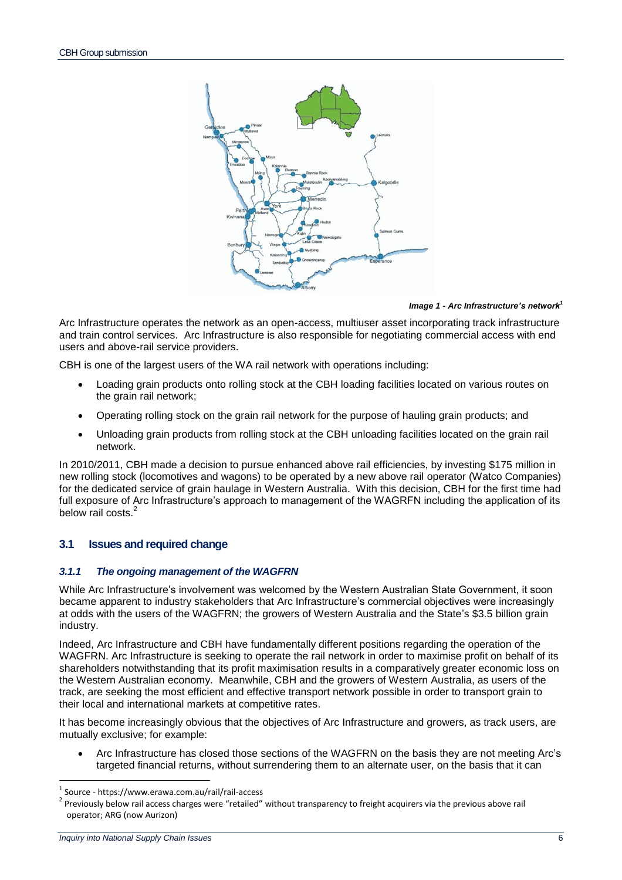*Image 1 - Arc Infrastructure's network*[1]

Arc Infrastructure operates the network as an open-access, multiuser asset incorporating track infrastructure and train control services. Arc Infrastructure is also responsible for negotiating commercial access with end users and above-rail service providers.

CBH is one of the largest users of the WA rail network with operations including:

- Loading grain products onto rolling stock at the CBH loading facilities located on various routes on the grain rail network;
- Operating rolling stock on the grain rail network for the purpose of hauling grain products; and
- Unloading grain products from rolling stock at the CBH unloading facilities located on the grain rail network.

In 2010/2011, CBH made a decision to pursue enhanced above rail efficiencies, by investing $175 million in new rolling stock (locomotives and wagons) to be operated by a new above rail operator (Watco Companies) for the dedicated service of grain haulage in Western Australia. With this decision, CBH for the first time had full exposure of Arc Infrastructure's approach to management of the WAGRFN including the application of its below rail costs.[2]

## 3.1 Issues and required change

### *3.1.1 The ongoing management of the WAGRFN*

While Arc Infrastructure's involvement was welcomed by the Western Australian State Government, it soon became apparent to industry stakeholders that Arc Infrastructure's commercial objectives were increasingly at odds with the users of the WAGRFN; the growers of Western Australia and the State's $3.5 billion grain industry.

Indeed, Arc Infrastructure and CBH have fundamentally different positions regarding the operation of the WAGRFN. Arc Infrastructure is seeking to operate the rail network in order to maximise profit on behalf of its shareholders notwithstanding that its profit maximisation results in a comparatively greater economic loss on the Western Australian economy. Meanwhile, CBH and the growers of Western Australia, as users of the track, are seeking the most efficient and effective transport network possible in order to transport grain to their local and international markets at competitive rates.

It has become increasingly obvious that the objectives of Arc Infrastructure and growers, as track users, are mutually exclusive; for example:

- Arc Infrastructure has closed those sections of the WAGRFN on the basis they are not meeting Arc's targeted financial returns, without surrendering them to an alternate user, on the basis that it can

---

[1] Source - https://www.erawa.com.au/rail/rail-access

[2] Previously below rail access charges were "retailed" without transparency to freight acquirers via the previous above rail operator; ARG (now Aurizon)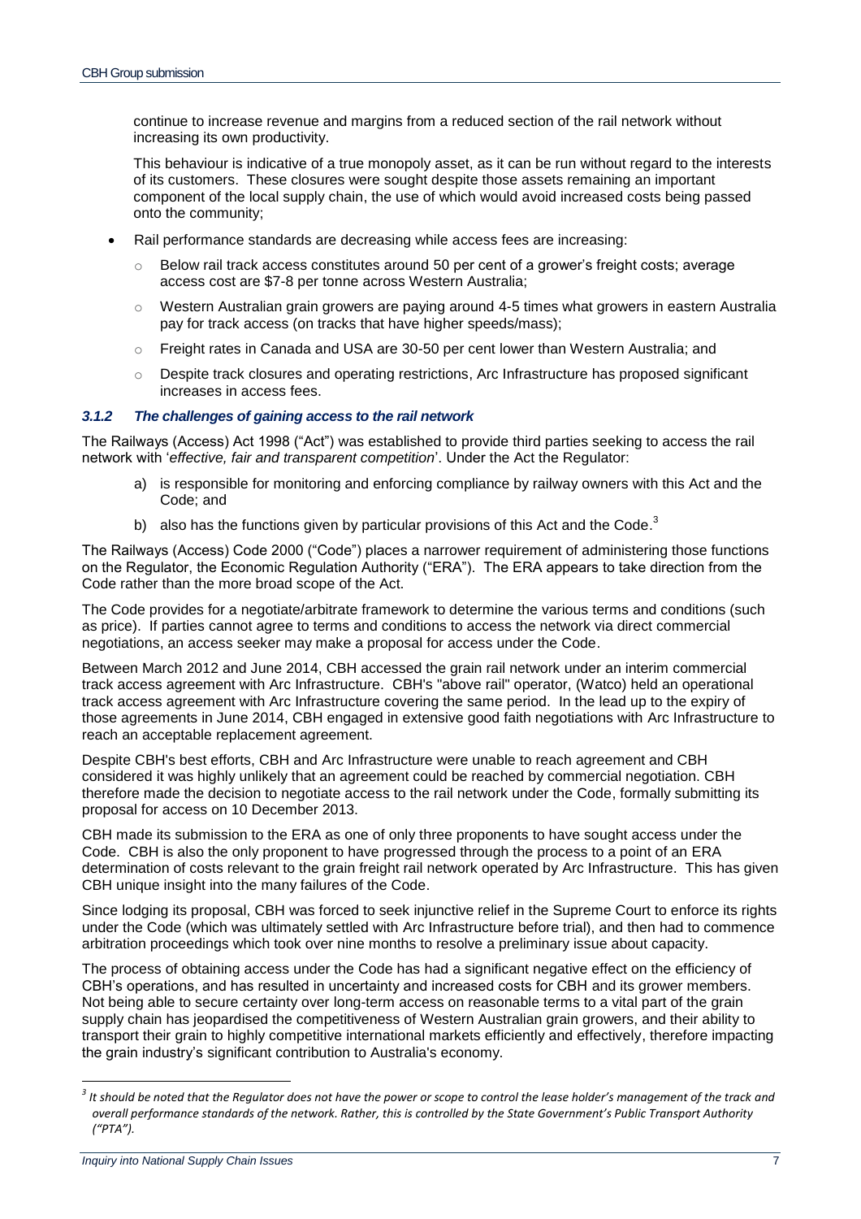continue to increase revenue and margins from a reduced section of the rail network without increasing its own productivity.

This behaviour is indicative of a true monopoly asset, as it can be run without regard to the interests of its customers. These closures were sought despite those assets remaining an important component of the local supply chain, the use of which would avoid increased costs being passed onto the community;

- Rail performance standards are decreasing while access fees are increasing:
  - Below rail track access constitutes around 50 per cent of a grower's freight costs; average access cost are $7-8 per tonne across Western Australia;
  - Western Australian grain growers are paying around 4-5 times what growers in eastern Australia pay for track access (on tracks that have higher speeds/mass);
  - Freight rates in Canada and USA are 30-50 per cent lower than Western Australia; and
  - Despite track closures and operating restrictions, Arc Infrastructure has proposed significant increases in access fees.

### *3.1.2 The challenges of gaining access to the rail network*

The Railways (Access) Act 1998 ("Act") was established to provide third parties seeking to access the rail network with '*effective, fair and transparent competition*'. Under the Act the Regulator:

a) is responsible for monitoring and enforcing compliance by railway owners with this Act and the Code; and

b) also has the functions given by particular provisions of this Act and the Code.[3]

The Railways (Access) Code 2000 ("Code") places a narrower requirement of administering those functions on the Regulator, the Economic Regulation Authority ("ERA"). The ERA appears to take direction from the Code rather than the more broad scope of the Act.

The Code provides for a negotiate/arbitrate framework to determine the various terms and conditions (such as price). If parties cannot agree to terms and conditions to access the network via direct commercial negotiations, an access seeker may make a proposal for access under the Code.

Between March 2012 and June 2014, CBH accessed the grain rail network under an interim commercial track access agreement with Arc Infrastructure. CBH's "above rail" operator, (Watco) held an operational track access agreement with Arc Infrastructure covering the same period. In the lead up to the expiry of those agreements in June 2014, CBH engaged in extensive good faith negotiations with Arc Infrastructure to reach an acceptable replacement agreement.

Despite CBH's best efforts, CBH and Arc Infrastructure were unable to reach agreement and CBH considered it was highly unlikely that an agreement could be reached by commercial negotiation. CBH therefore made the decision to negotiate access to the rail network under the Code, formally submitting its proposal for access on 10 December 2013.

CBH made its submission to the ERA as one of only three proponents to have sought access under the Code. CBH is also the only proponent to have progressed through the process to a point of an ERA determination of costs relevant to the grain freight rail network operated by Arc Infrastructure. This has given CBH unique insight into the many failures of the Code.

Since lodging its proposal, CBH was forced to seek injunctive relief in the Supreme Court to enforce its rights under the Code (which was ultimately settled with Arc Infrastructure before trial), and then had to commence arbitration proceedings which took over nine months to resolve a preliminary issue about capacity.

The process of obtaining access under the Code has had a significant negative effect on the efficiency of CBH's operations, and has resulted in uncertainty and increased costs for CBH and its grower members. Not being able to secure certainty over long-term access on reasonable terms to a vital part of the grain supply chain has jeopardised the competitiveness of Western Australian grain growers, and their ability to transport their grain to highly competitive international markets efficiently and effectively, therefore impacting the grain industry's significant contribution to Australia's economy.

---

[3] *It should be noted that the Regulator does not have the power or scope to control the lease holder's management of the track and overall performance standards of the network. Rather, this is controlled by the State Government's Public Transport Authority ("PTA").*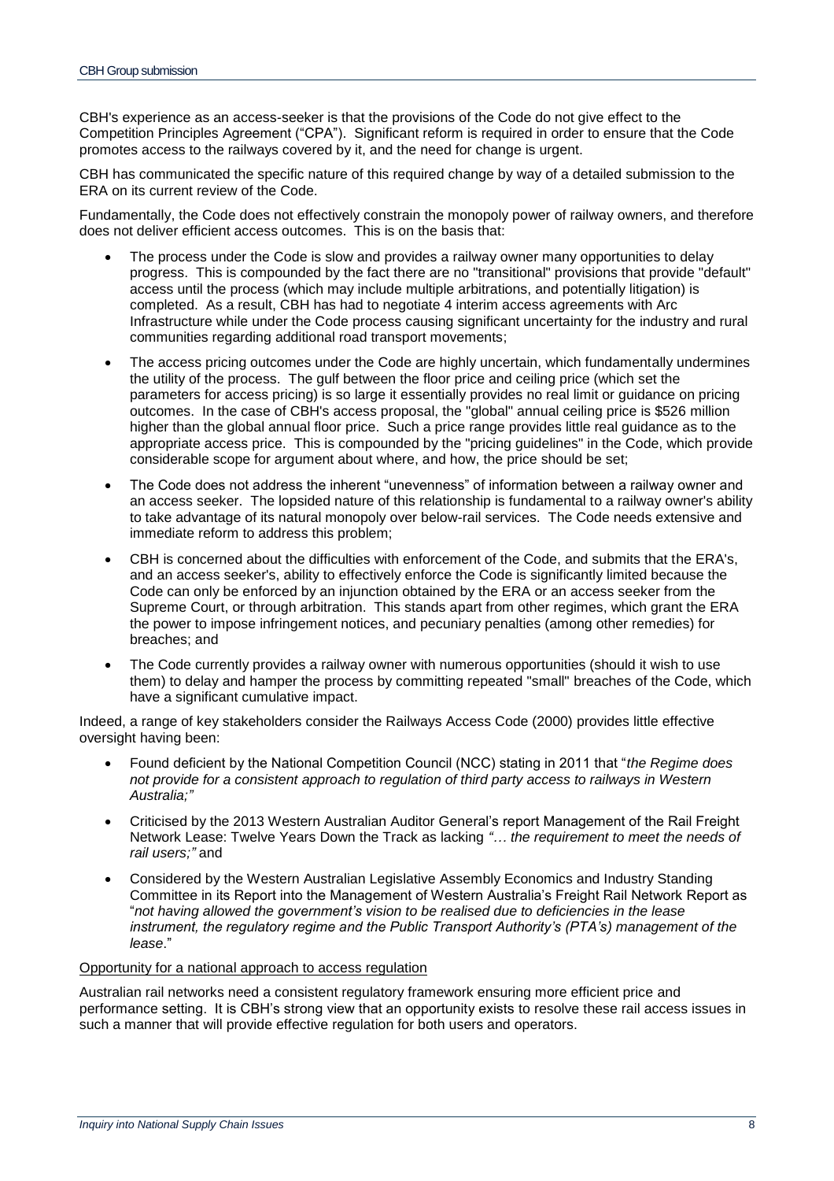CBH's experience as an access-seeker is that the provisions of the Code do not give effect to the Competition Principles Agreement ("CPA"). Significant reform is required in order to ensure that the Code promotes access to the railways covered by it, and the need for change is urgent.

CBH has communicated the specific nature of this required change by way of a detailed submission to the ERA on its current review of the Code.

Fundamentally, the Code does not effectively constrain the monopoly power of railway owners, and therefore does not deliver efficient access outcomes. This is on the basis that:

- The process under the Code is slow and provides a railway owner many opportunities to delay progress. This is compounded by the fact there are no "transitional" provisions that provide "default" access until the process (which may include multiple arbitrations, and potentially litigation) is completed. As a result, CBH has had to negotiate 4 interim access agreements with Arc Infrastructure while under the Code process causing significant uncertainty for the industry and rural communities regarding additional road transport movements;
- The access pricing outcomes under the Code are highly uncertain, which fundamentally undermines the utility of the process. The gulf between the floor price and ceiling price (which set the parameters for access pricing) is so large it essentially provides no real limit or guidance on pricing outcomes. In the case of CBH's access proposal, the "global" annual ceiling price is $526 million higher than the global annual floor price. Such a price range provides little real guidance as to the appropriate access price. This is compounded by the "pricing guidelines" in the Code, which provide considerable scope for argument about where, and how, the price should be set;
- The Code does not address the inherent "unevenness" of information between a railway owner and an access seeker. The lopsided nature of this relationship is fundamental to a railway owner's ability to take advantage of its natural monopoly over below-rail services. The Code needs extensive and immediate reform to address this problem;
- CBH is concerned about the difficulties with enforcement of the Code, and submits that the ERA's, and an access seeker's, ability to effectively enforce the Code is significantly limited because the Code can only be enforced by an injunction obtained by the ERA or an access seeker from the Supreme Court, or through arbitration. This stands apart from other regimes, which grant the ERA the power to impose infringement notices, and pecuniary penalties (among other remedies) for breaches; and
- The Code currently provides a railway owner with numerous opportunities (should it wish to use them) to delay and hamper the process by committing repeated "small" breaches of the Code, which have a significant cumulative impact.

Indeed, a range of key stakeholders consider the Railways Access Code (2000) provides little effective oversight having been:

- Found deficient by the National Competition Council (NCC) stating in 2011 that "*the Regime does not provide for a consistent approach to regulation of third party access to railways in Western Australia;"*
- Criticised by the 2013 Western Australian Auditor General's report Management of the Rail Freight Network Lease: Twelve Years Down the Track as lacking *"… the requirement to meet the needs of rail users;"* and
- Considered by the Western Australian Legislative Assembly Economics and Industry Standing Committee in its Report into the Management of Western Australia's Freight Rail Network Report as "*not having allowed the government's vision to be realised due to deficiencies in the lease instrument, the regulatory regime and the Public Transport Authority's (PTA's) management of the lease*."

Opportunity for a national approach to access regulation

Australian rail networks need a consistent regulatory framework ensuring more efficient price and performance setting. It is CBH's strong view that an opportunity exists to resolve these rail access issues in such a manner that will provide effective regulation for both users and operators.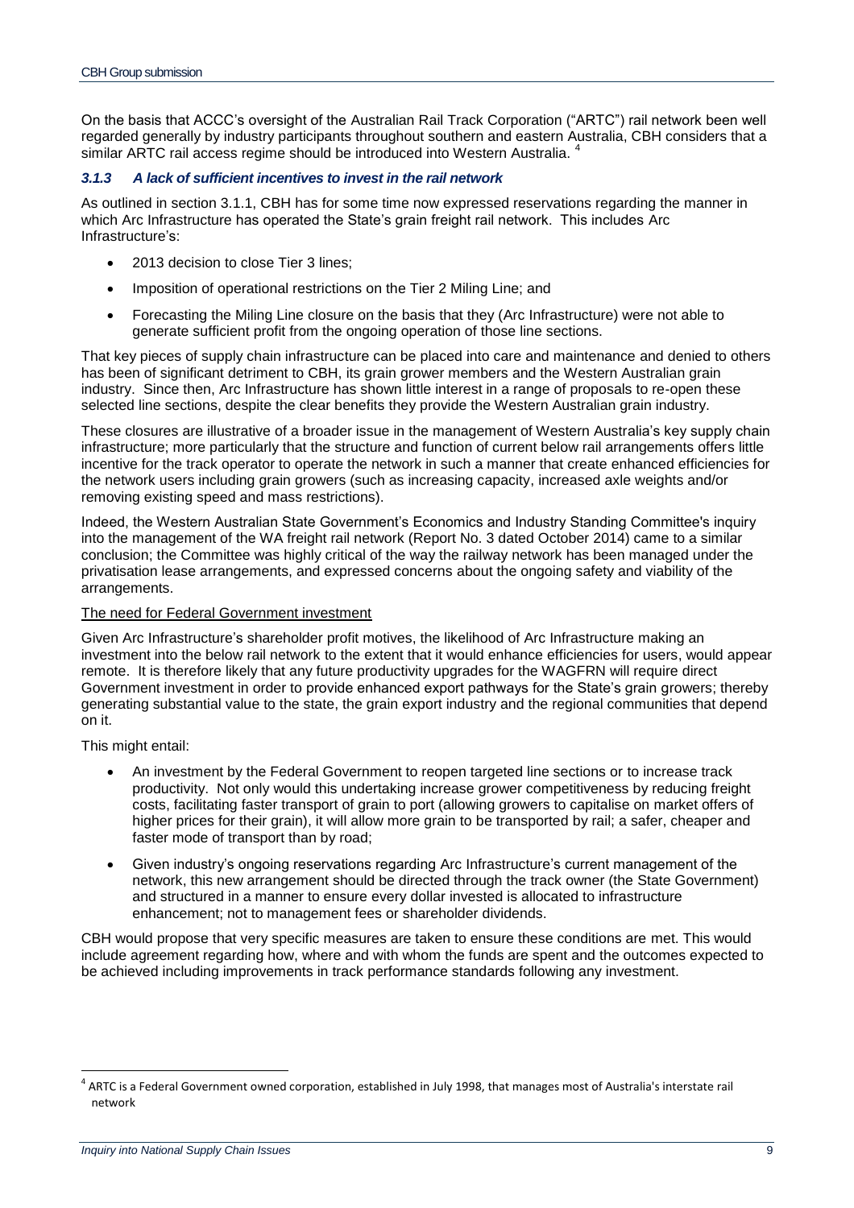On the basis that ACCC's oversight of the Australian Rail Track Corporation ("ARTC") rail network been well regarded generally by industry participants throughout southern and eastern Australia, CBH considers that a similar ARTC rail access regime should be introduced into Western Australia. [4]

### *3.1.3 A lack of sufficient incentives to invest in the rail network*

As outlined in section 3.1.1, CBH has for some time now expressed reservations regarding the manner in which Arc Infrastructure has operated the State's grain freight rail network. This includes Arc Infrastructure's:

- 2013 decision to close Tier 3 lines;
- Imposition of operational restrictions on the Tier 2 Miling Line; and
- Forecasting the Miling Line closure on the basis that they (Arc Infrastructure) were not able to generate sufficient profit from the ongoing operation of those line sections.

That key pieces of supply chain infrastructure can be placed into care and maintenance and denied to others has been of significant detriment to CBH, its grain grower members and the Western Australian grain industry. Since then, Arc Infrastructure has shown little interest in a range of proposals to re-open these selected line sections, despite the clear benefits they provide the Western Australian grain industry.

These closures are illustrative of a broader issue in the management of Western Australia's key supply chain infrastructure; more particularly that the structure and function of current below rail arrangements offers little incentive for the track operator to operate the network in such a manner that create enhanced efficiencies for the network users including grain growers (such as increasing capacity, increased axle weights and/or removing existing speed and mass restrictions).

Indeed, the Western Australian State Government's Economics and Industry Standing Committee's inquiry into the management of the WA freight rail network (Report No. 3 dated October 2014) came to a similar conclusion; the Committee was highly critical of the way the railway network has been managed under the privatisation lease arrangements, and expressed concerns about the ongoing safety and viability of the arrangements.

<u>The need for Federal Government investment</u>

Given Arc Infrastructure's shareholder profit motives, the likelihood of Arc Infrastructure making an investment into the below rail network to the extent that it would enhance efficiencies for users, would appear remote. It is therefore likely that any future productivity upgrades for the WAGFRN will require direct Government investment in order to provide enhanced export pathways for the State's grain growers; thereby generating substantial value to the state, the grain export industry and the regional communities that depend on it.

This might entail:

- An investment by the Federal Government to reopen targeted line sections or to increase track productivity. Not only would this undertaking increase grower competitiveness by reducing freight costs, facilitating faster transport of grain to port (allowing growers to capitalise on market offers of higher prices for their grain), it will allow more grain to be transported by rail; a safer, cheaper and faster mode of transport than by road;
- Given industry's ongoing reservations regarding Arc Infrastructure's current management of the network, this new arrangement should be directed through the track owner (the State Government) and structured in a manner to ensure every dollar invested is allocated to infrastructure enhancement; not to management fees or shareholder dividends.

CBH would propose that very specific measures are taken to ensure these conditions are met. This would include agreement regarding how, where and with whom the funds are spent and the outcomes expected to be achieved including improvements in track performance standards following any investment.

---

[4] ARTC is a Federal Government owned corporation, established in July 1998, that manages most of Australia's interstate rail network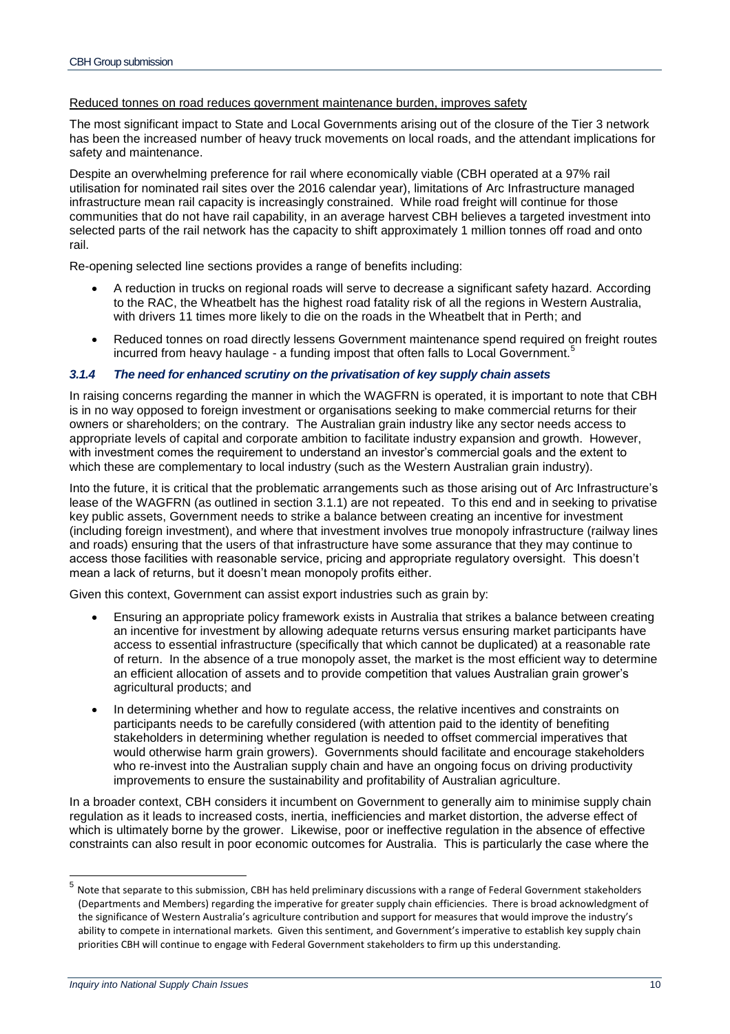<u>Reduced tonnes on road reduces government maintenance burden, improves safety</u>

The most significant impact to State and Local Governments arising out of the closure of the Tier 3 network has been the increased number of heavy truck movements on local roads, and the attendant implications for safety and maintenance.

Despite an overwhelming preference for rail where economically viable (CBH operated at a 97% rail utilisation for nominated rail sites over the 2016 calendar year), limitations of Arc Infrastructure managed infrastructure mean rail capacity is increasingly constrained. While road freight will continue for those communities that do not have rail capability, in an average harvest CBH believes a targeted investment into selected parts of the rail network has the capacity to shift approximately 1 million tonnes off road and onto rail.

Re-opening selected line sections provides a range of benefits including:

- A reduction in trucks on regional roads will serve to decrease a significant safety hazard. According to the RAC, the Wheatbelt has the highest road fatality risk of all the regions in Western Australia, with drivers 11 times more likely to die on the roads in the Wheatbelt that in Perth; and
- Reduced tonnes on road directly lessens Government maintenance spend required on freight routes incurred from heavy haulage - a funding impost that often falls to Local Government.[5]

### *3.1.4 The need for enhanced scrutiny on the privatisation of key supply chain assets*

In raising concerns regarding the manner in which the WAGFRN is operated, it is important to note that CBH is in no way opposed to foreign investment or organisations seeking to make commercial returns for their owners or shareholders; on the contrary. The Australian grain industry like any sector needs access to appropriate levels of capital and corporate ambition to facilitate industry expansion and growth. However, with investment comes the requirement to understand an investor's commercial goals and the extent to which these are complementary to local industry (such as the Western Australian grain industry).

Into the future, it is critical that the problematic arrangements such as those arising out of Arc Infrastructure's lease of the WAGFRN (as outlined in section 3.1.1) are not repeated. To this end and in seeking to privatise key public assets, Government needs to strike a balance between creating an incentive for investment (including foreign investment), and where that investment involves true monopoly infrastructure (railway lines and roads) ensuring that the users of that infrastructure have some assurance that they may continue to access those facilities with reasonable service, pricing and appropriate regulatory oversight. This doesn't mean a lack of returns, but it doesn't mean monopoly profits either.

Given this context, Government can assist export industries such as grain by:

- Ensuring an appropriate policy framework exists in Australia that strikes a balance between creating an incentive for investment by allowing adequate returns versus ensuring market participants have access to essential infrastructure (specifically that which cannot be duplicated) at a reasonable rate of return. In the absence of a true monopoly asset, the market is the most efficient way to determine an efficient allocation of assets and to provide competition that values Australian grain grower's agricultural products; and
- In determining whether and how to regulate access, the relative incentives and constraints on participants needs to be carefully considered (with attention paid to the identity of benefiting stakeholders in determining whether regulation is needed to offset commercial imperatives that would otherwise harm grain growers). Governments should facilitate and encourage stakeholders who re-invest into the Australian supply chain and have an ongoing focus on driving productivity improvements to ensure the sustainability and profitability of Australian agriculture.

In a broader context, CBH considers it incumbent on Government to generally aim to minimise supply chain regulation as it leads to increased costs, inertia, inefficiencies and market distortion, the adverse effect of which is ultimately borne by the grower. Likewise, poor or ineffective regulation in the absence of effective constraints can also result in poor economic outcomes for Australia. This is particularly the case where the

---

[5] Note that separate to this submission, CBH has held preliminary discussions with a range of Federal Government stakeholders (Departments and Members) regarding the imperative for greater supply chain efficiencies. There is broad acknowledgment of the significance of Western Australia's agriculture contribution and support for measures that would improve the industry's ability to compete in international markets. Given this sentiment, and Government's imperative to establish key supply chain priorities CBH will continue to engage with Federal Government stakeholders to firm up this understanding.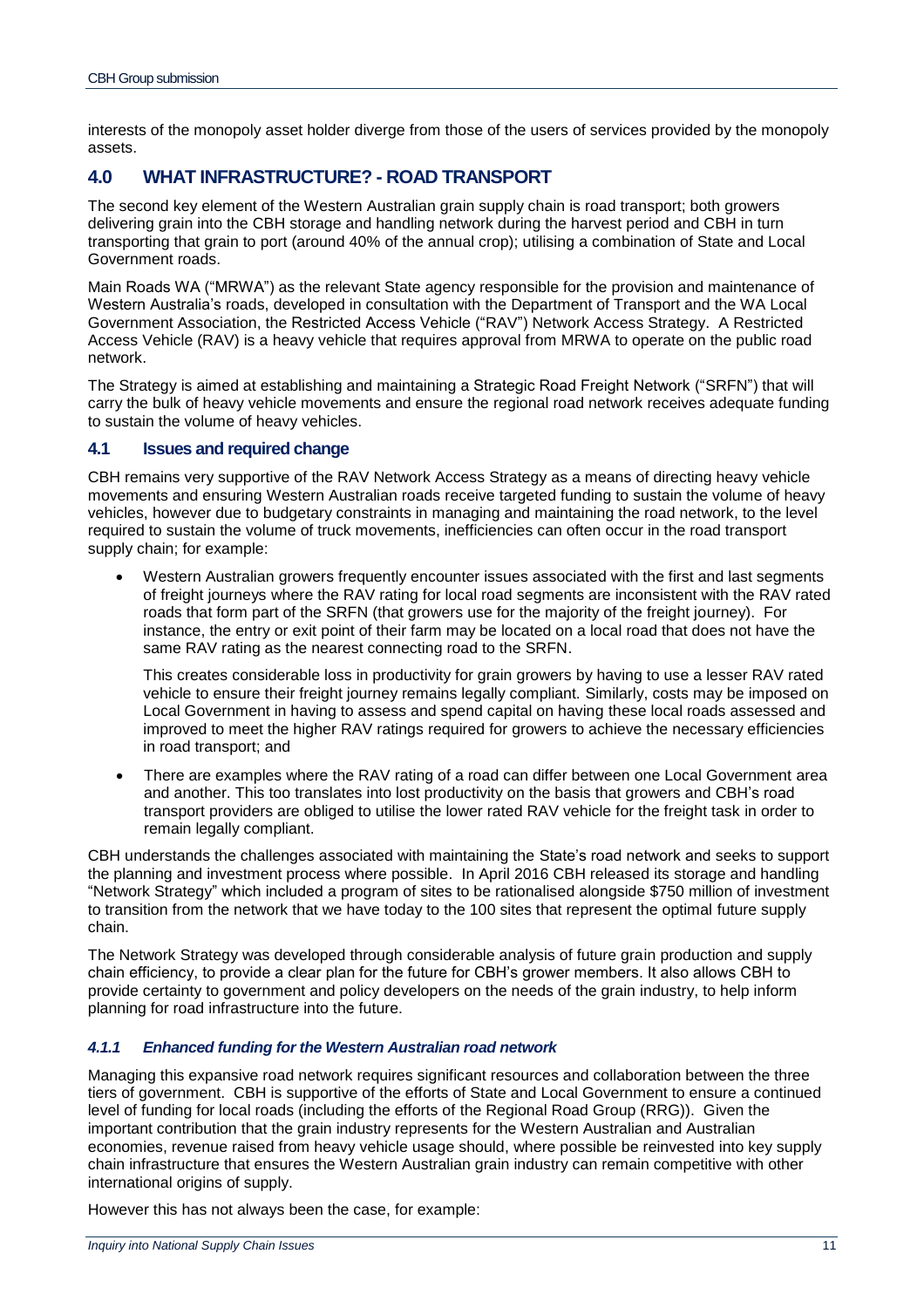interests of the monopoly asset holder diverge from those of the users of services provided by the monopoly assets.

## 4.0 WHAT INFRASTRUCTURE? - ROAD TRANSPORT

The second key element of the Western Australian grain supply chain is road transport; both growers delivering grain into the CBH storage and handling network during the harvest period and CBH in turn transporting that grain to port (around 40% of the annual crop); utilising a combination of State and Local Government roads.

Main Roads WA ("MRWA") as the relevant State agency responsible for the provision and maintenance of Western Australia's roads, developed in consultation with the Department of Transport and the WA Local Government Association, the Restricted Access Vehicle ("RAV") Network Access Strategy. A Restricted Access Vehicle (RAV) is a heavy vehicle that requires approval from MRWA to operate on the public road network.

The Strategy is aimed at establishing and maintaining a Strategic Road Freight Network ("SRFN") that will carry the bulk of heavy vehicle movements and ensure the regional road network receives adequate funding to sustain the volume of heavy vehicles.

### 4.1 Issues and required change

CBH remains very supportive of the RAV Network Access Strategy as a means of directing heavy vehicle movements and ensuring Western Australian roads receive targeted funding to sustain the volume of heavy vehicles, however due to budgetary constraints in managing and maintaining the road network, to the level required to sustain the volume of truck movements, inefficiencies can often occur in the road transport supply chain; for example:

- Western Australian growers frequently encounter issues associated with the first and last segments of freight journeys where the RAV rating for local road segments are inconsistent with the RAV rated roads that form part of the SRFN (that growers use for the majority of the freight journey). For instance, the entry or exit point of their farm may be located on a local road that does not have the same RAV rating as the nearest connecting road to the SRFN.

  This creates considerable loss in productivity for grain growers by having to use a lesser RAV rated vehicle to ensure their freight journey remains legally compliant. Similarly, costs may be imposed on Local Government in having to assess and spend capital on having these local roads assessed and improved to meet the higher RAV ratings required for growers to achieve the necessary efficiencies in road transport; and

- There are examples where the RAV rating of a road can differ between one Local Government area and another. This too translates into lost productivity on the basis that growers and CBH's road transport providers are obliged to utilise the lower rated RAV vehicle for the freight task in order to remain legally compliant.

CBH understands the challenges associated with maintaining the State's road network and seeks to support the planning and investment process where possible. In April 2016 CBH released its storage and handling "Network Strategy" which included a program of sites to be rationalised alongside $750 million of investment to transition from the network that we have today to the 100 sites that represent the optimal future supply chain.

The Network Strategy was developed through considerable analysis of future grain production and supply chain efficiency, to provide a clear plan for the future for CBH's grower members. It also allows CBH to provide certainty to government and policy developers on the needs of the grain industry, to help inform planning for road infrastructure into the future.

#### *4.1.1 Enhanced funding for the Western Australian road network*

Managing this expansive road network requires significant resources and collaboration between the three tiers of government. CBH is supportive of the efforts of State and Local Government to ensure a continued level of funding for local roads (including the efforts of the Regional Road Group (RRG)). Given the important contribution that the grain industry represents for the Western Australian and Australian economies, revenue raised from heavy vehicle usage should, where possible be reinvested into key supply chain infrastructure that ensures the Western Australian grain industry can remain competitive with other international origins of supply.

However this has not always been the case, for example: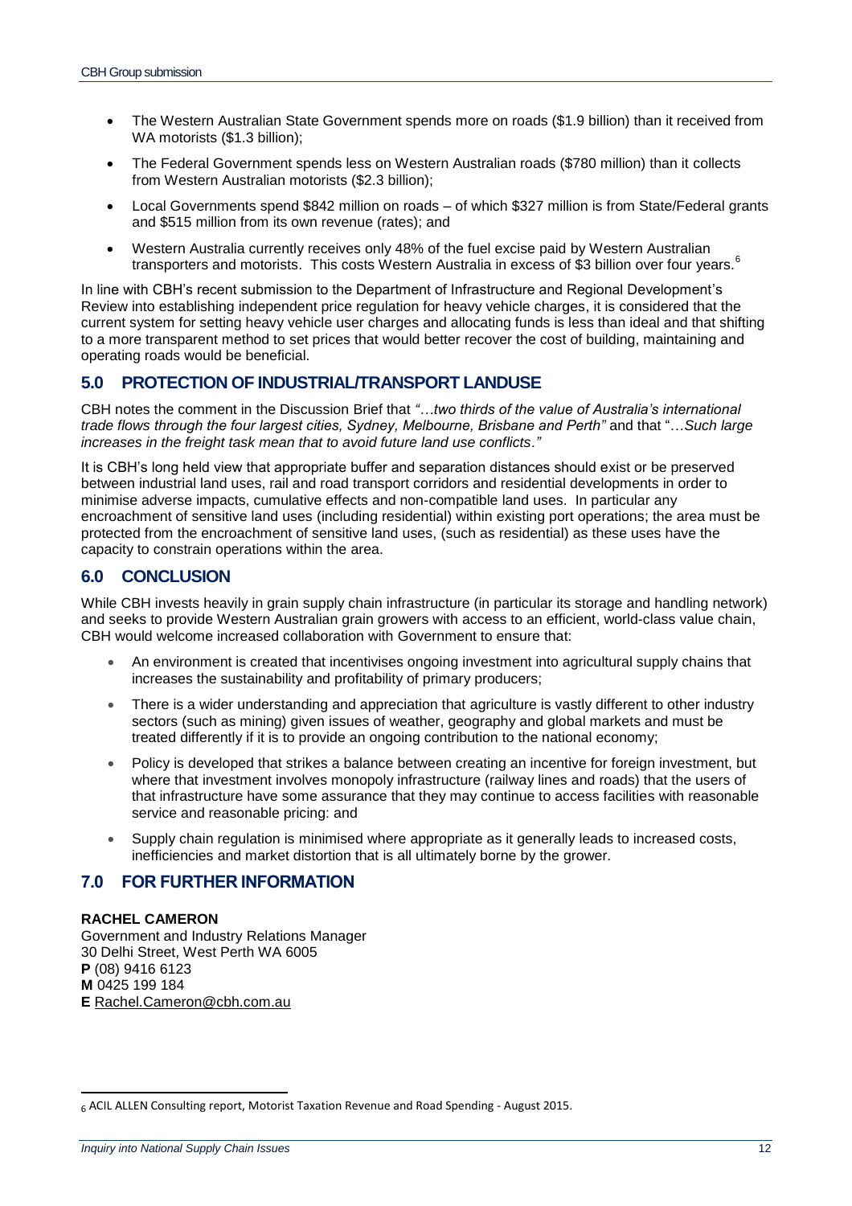- The Western Australian State Government spends more on roads ($1.9 billion) than it received from WA motorists ($1.3 billion);
- The Federal Government spends less on Western Australian roads ($780 million) than it collects from Western Australian motorists ($2.3 billion);
- Local Governments spend $842 million on roads – of which $327 million is from State/Federal grants and $515 million from its own revenue (rates); and
- Western Australia currently receives only 48% of the fuel excise paid by Western Australian transporters and motorists. This costs Western Australia in excess of $3 billion over four years.[6]

In line with CBH's recent submission to the Department of Infrastructure and Regional Development's Review into establishing independent price regulation for heavy vehicle charges, it is considered that the current system for setting heavy vehicle user charges and allocating funds is less than ideal and that shifting to a more transparent method to set prices that would better recover the cost of building, maintaining and operating roads would be beneficial.

## 5.0 PROTECTION OF INDUSTRIAL/TRANSPORT LANDUSE

CBH notes the comment in the Discussion Brief that *"…two thirds of the value of Australia's international trade flows through the four largest cities, Sydney, Melbourne, Brisbane and Perth"* and that "…*Such large increases in the freight task mean that to avoid future land use conflicts."*

It is CBH's long held view that appropriate buffer and separation distances should exist or be preserved between industrial land uses, rail and road transport corridors and residential developments in order to minimise adverse impacts, cumulative effects and non-compatible land uses. In particular any encroachment of sensitive land uses (including residential) within existing port operations; the area must be protected from the encroachment of sensitive land uses, (such as residential) as these uses have the capacity to constrain operations within the area.

## 6.0 CONCLUSION

While CBH invests heavily in grain supply chain infrastructure (in particular its storage and handling network) and seeks to provide Western Australian grain growers with access to an efficient, world-class value chain, CBH would welcome increased collaboration with Government to ensure that:

- An environment is created that incentivises ongoing investment into agricultural supply chains that increases the sustainability and profitability of primary producers;
- There is a wider understanding and appreciation that agriculture is vastly different to other industry sectors (such as mining) given issues of weather, geography and global markets and must be treated differently if it is to provide an ongoing contribution to the national economy;
- Policy is developed that strikes a balance between creating an incentive for foreign investment, but where that investment involves monopoly infrastructure (railway lines and roads) that the users of that infrastructure have some assurance that they may continue to access facilities with reasonable service and reasonable pricing: and
- Supply chain regulation is minimised where appropriate as it generally leads to increased costs, inefficiencies and market distortion that is all ultimately borne by the grower.

## 7.0 FOR FURTHER INFORMATION

**RACHEL CAMERON**
Government and Industry Relations Manager
30 Delhi Street, West Perth WA 6005
**P** (08) 9416 6123
**M** 0425 199 184
**E** Rachel.Cameron@cbh.com.au

[6] ACIL ALLEN Consulting report, Motorist Taxation Revenue and Road Spending - August 2015.